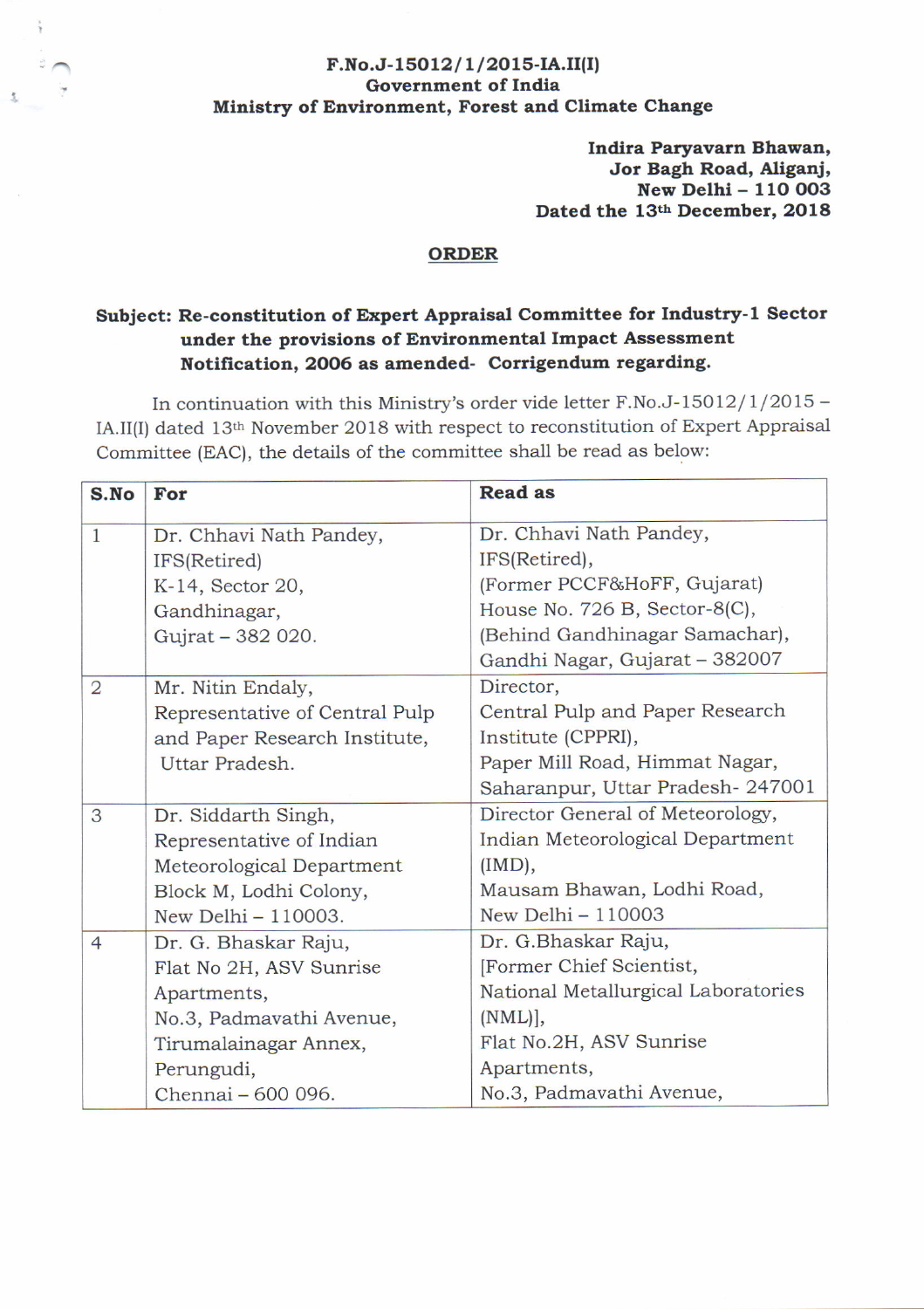**F.No.J-15012/1/2015-IA.II(I)**
**Government of India**
**Ministry of Environment, Forest and Climate Change**

**Indira Paryavarn Bhawan,**
**Jor Bagh Road, Aliganj,**
**New Delhi – 110 003**
**Dated the 13th December, 2018**

## ORDER

**Subject: Re-constitution of Expert Appraisal Committee for Industry-1 Sector under the provisions of Environmental Impact Assessment Notification, 2006 as amended- Corrigendum regarding.**

In continuation with this Ministry's order vide letter F.No.J-15012/1/2015 – IA.II(I) dated 13th November 2018 with respect to reconstitution of Expert Appraisal Committee (EAC), the details of the committee shall be read as below:

| S.No | For | Read as |
|---|---|---|
| 1 | Dr. Chhavi Nath Pandey, IFS(Retired) K-14, Sector 20, Gandhinagar, Gujrat – 382 020. | Dr. Chhavi Nath Pandey, IFS(Retired), (Former PCCF&HoFF, Gujarat) House No. 726 B, Sector-8(C), (Behind Gandhinagar Samachar), Gandhi Nagar, Gujarat – 382007 |
| 2 | Mr. Nitin Endaly, Representative of Central Pulp and Paper Research Institute, Uttar Pradesh. | Director, Central Pulp and Paper Research Institute (CPPRI), Paper Mill Road, Himmat Nagar, Saharanpur, Uttar Pradesh- 247001 |
| 3 | Dr. Siddarth Singh, Representative of Indian Meteorological Department Block M, Lodhi Colony, New Delhi – 110003. | Director General of Meteorology, Indian Meteorological Department (IMD), Mausam Bhawan, Lodhi Road, New Delhi – 110003 |
| 4 | Dr. G. Bhaskar Raju, Flat No 2H, ASV Sunrise Apartments, No.3, Padmavathi Avenue, Tirumalainagar Annex, Perungudi, Chennai – 600 096. | Dr. G.Bhaskar Raju, [Former Chief Scientist, National Metallurgical Laboratories (NML)], Flat No.2H, ASV Sunrise Apartments, No.3, Padmavathi Avenue, |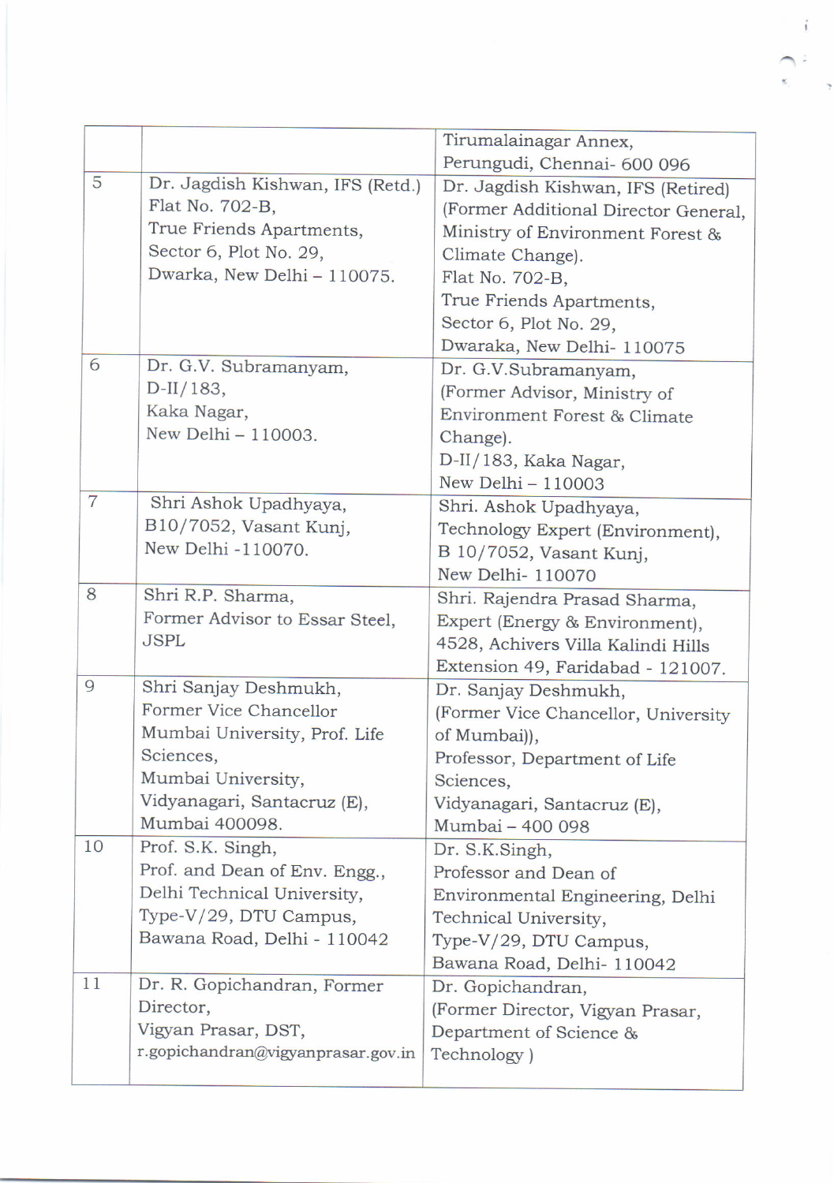| | | |
|---|---|---|
| | | Tirumalainagar Annex, Perungudi, Chennai- 600 096 |
| 5 | Dr. Jagdish Kishwan, IFS (Retd.) Flat No. 702-B, True Friends Apartments, Sector 6, Plot No. 29, Dwarka, New Delhi – 110075. | Dr. Jagdish Kishwan, IFS (Retired) (Former Additional Director General, Ministry of Environment Forest & Climate Change). Flat No. 702-B, True Friends Apartments, Sector 6, Plot No. 29, Dwaraka, New Delhi- 110075 |
| 6 | Dr. G.V. Subramanyam, D-II/183, Kaka Nagar, New Delhi – 110003. | Dr. G.V.Subramanyam, (Former Advisor, Ministry of Environment Forest & Climate Change). D-II/183, Kaka Nagar, New Delhi – 110003 |
| 7 | Shri Ashok Upadhyaya, B10/7052, Vasant Kunj, New Delhi -110070. | Shri. Ashok Upadhyaya, Technology Expert (Environment), B 10/7052, Vasant Kunj, New Delhi- 110070 |
| 8 | Shri R.P. Sharma, Former Advisor to Essar Steel, JSPL | Shri. Rajendra Prasad Sharma, Expert (Energy & Environment), 4528, Achivers Villa Kalindi Hills Extension 49, Faridabad - 121007. |
| 9 | Shri Sanjay Deshmukh, Former Vice Chancellor Mumbai University, Prof. Life Sciences, Mumbai University, Vidyanagari, Santacruz (E), Mumbai 400098. | Dr. Sanjay Deshmukh, (Former Vice Chancellor, University of Mumbai)), Professor, Department of Life Sciences, Vidyanagari, Santacruz (E), Mumbai – 400 098 |
| 10 | Prof. S.K. Singh, Prof. and Dean of Env. Engg., Delhi Technical University, Type-V/29, DTU Campus, Bawana Road, Delhi - 110042 | Dr. S.K.Singh, Professor and Dean of Environmental Engineering, Delhi Technical University, Type-V/29, DTU Campus, Bawana Road, Delhi- 110042 |
| 11 | Dr. R. Gopichandran, Former Director, Vigyan Prasar, DST, r.gopichandran@vigyanprasar.gov.in | Dr. Gopichandran, (Former Director, Vigyan Prasar, Department of Science & Technology ) |